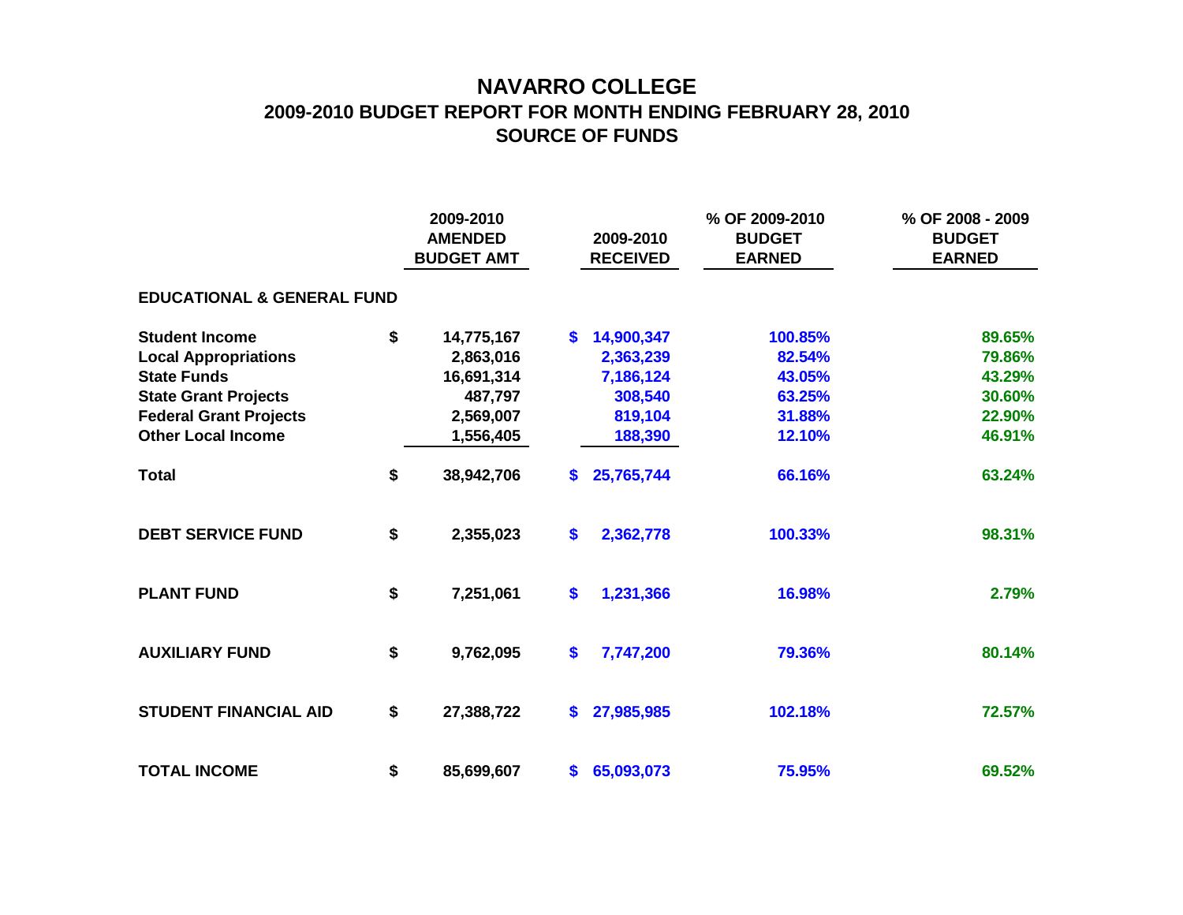# NAVARRO COLLEGE

## 2009-2010 BUDGET REPORT FOR MONTH ENDING FEBRUARY 28, 2010

## SOURCE OF FUNDS

| | 2009-2010 AMENDED BUDGET AMT | 2009-2010 RECEIVED | % OF 2009-2010 BUDGET EARNED | % OF 2008 - 2009 BUDGET EARNED |
|---|---|---|---|---|
| **EDUCATIONAL & GENERAL FUND** | | | | |
| **Student Income** | $ 14,775,167 | $ 14,900,347 | 100.85% | 89.65% |
| **Local Appropriations** | 2,863,016 | 2,363,239 | 82.54% | 79.86% |
| **State Funds** | 16,691,314 | 7,186,124 | 43.05% | 43.29% |
| **State Grant Projects** | 487,797 | 308,540 | 63.25% | 30.60% |
| **Federal Grant Projects** | 2,569,007 | 819,104 | 31.88% | 22.90% |
| **Other Local Income** | 1,556,405 | 188,390 | 12.10% | 46.91% |
| **Total** | $ 38,942,706 | $ 25,765,744 | 66.16% | 63.24% |
| **DEBT SERVICE FUND** | $ 2,355,023 | $ 2,362,778 | 100.33% | 98.31% |
| **PLANT FUND** | $ 7,251,061 | $ 1,231,366 | 16.98% | 2.79% |
| **AUXILIARY FUND** | $ 9,762,095 | $ 7,747,200 | 79.36% | 80.14% |
| **STUDENT FINANCIAL AID** | $ 27,388,722 | $ 27,985,985 | 102.18% | 72.57% |
| **TOTAL INCOME** | $ 85,699,607 | $ 65,093,073 | 75.95% | 69.52% |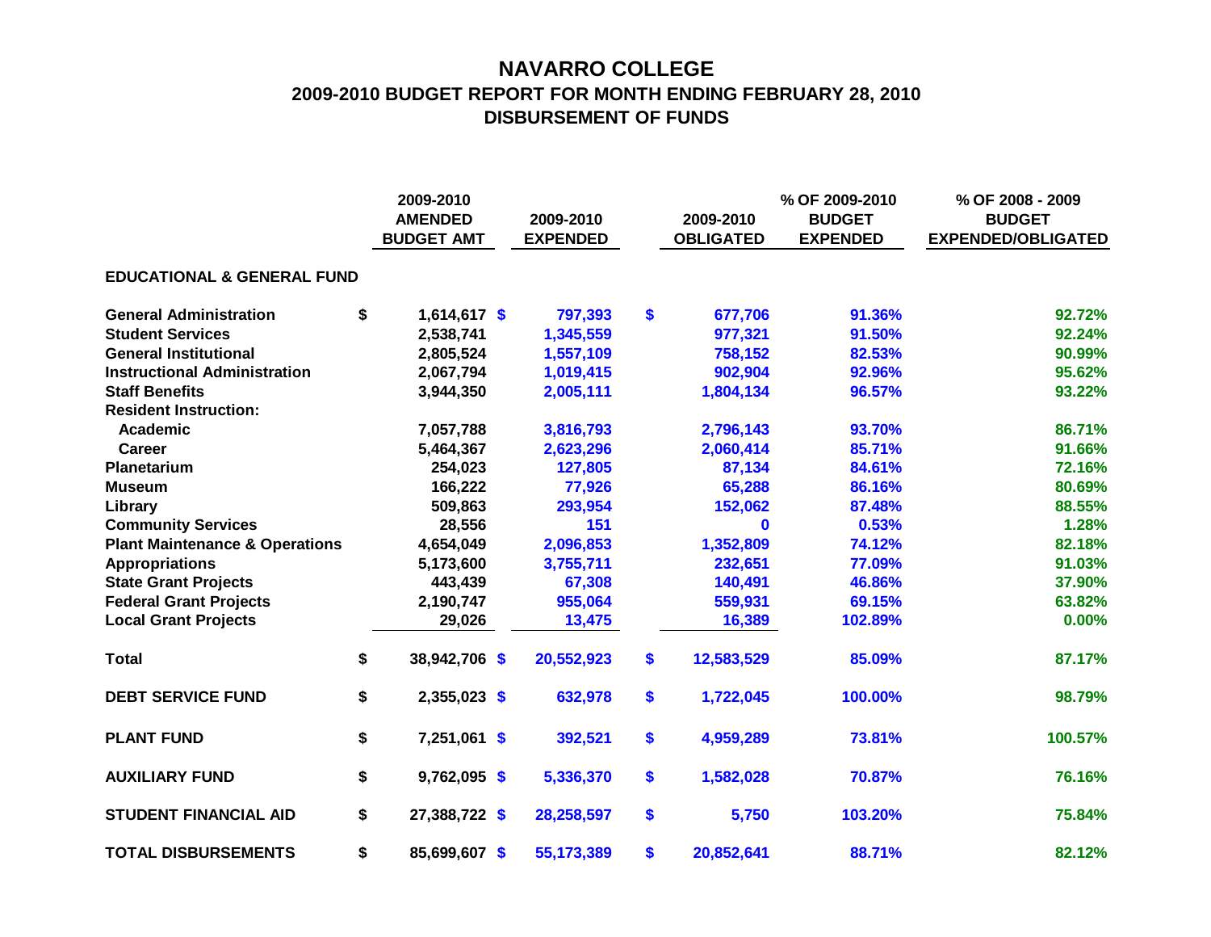# NAVARRO COLLEGE

## 2009-2010 BUDGET REPORT FOR MONTH ENDING FEBRUARY 28, 2010

## DISBURSEMENT OF FUNDS

| | 2009-2010 AMENDED BUDGET AMT | 2009-2010 EXPENDED | 2009-2010 OBLIGATED | % OF 2009-2010 BUDGET EXPENDED | % OF 2008 - 2009 BUDGET EXPENDED/OBLIGATED |
|---|---|---|---|---|---|
| **EDUCATIONAL & GENERAL FUND** | | | | | |
| **General Administration** | $ 1,614,617 | $ 797,393 | $ 677,706 | 91.36% | 92.72% |
| **Student Services** | 2,538,741 | 1,345,559 | 977,321 | 91.50% | 92.24% |
| **General Institutional** | 2,805,524 | 1,557,109 | 758,152 | 82.53% | 90.99% |
| **Instructional Administration** | 2,067,794 | 1,019,415 | 902,904 | 92.96% | 95.62% |
| **Staff Benefits** | 3,944,350 | 2,005,111 | 1,804,134 | 96.57% | 93.22% |
| **Resident Instruction:** | | | | | |
| **Academic** | 7,057,788 | 3,816,793 | 2,796,143 | 93.70% | 86.71% |
| **Career** | 5,464,367 | 2,623,296 | 2,060,414 | 85.71% | 91.66% |
| **Planetarium** | 254,023 | 127,805 | 87,134 | 84.61% | 72.16% |
| **Museum** | 166,222 | 77,926 | 65,288 | 86.16% | 80.69% |
| **Library** | 509,863 | 293,954 | 152,062 | 87.48% | 88.55% |
| **Community Services** | 28,556 | 151 | 0 | 0.53% | 1.28% |
| **Plant Maintenance & Operations** | 4,654,049 | 2,096,853 | 1,352,809 | 74.12% | 82.18% |
| **Appropriations** | 5,173,600 | 3,755,711 | 232,651 | 77.09% | 91.03% |
| **State Grant Projects** | 443,439 | 67,308 | 140,491 | 46.86% | 37.90% |
| **Federal Grant Projects** | 2,190,747 | 955,064 | 559,931 | 69.15% | 63.82% |
| **Local Grant Projects** | 29,026 | 13,475 | 16,389 | 102.89% | 0.00% |
| **Total** | $ 38,942,706 | $ 20,552,923 | $ 12,583,529 | 85.09% | 87.17% |
| **DEBT SERVICE FUND** | $ 2,355,023 | $ 632,978 | $ 1,722,045 | 100.00% | 98.79% |
| **PLANT FUND** | $ 7,251,061 | $ 392,521 | $ 4,959,289 | 73.81% | 100.57% |
| **AUXILIARY FUND** | $ 9,762,095 | $ 5,336,370 | $ 1,582,028 | 70.87% | 76.16% |
| **STUDENT FINANCIAL AID** | $ 27,388,722 | $ 28,258,597 | $ 5,750 | 103.20% | 75.84% |
| **TOTAL DISBURSEMENTS** | $ 85,699,607 | $ 55,173,389 | $ 20,852,641 | 88.71% | 82.12% |